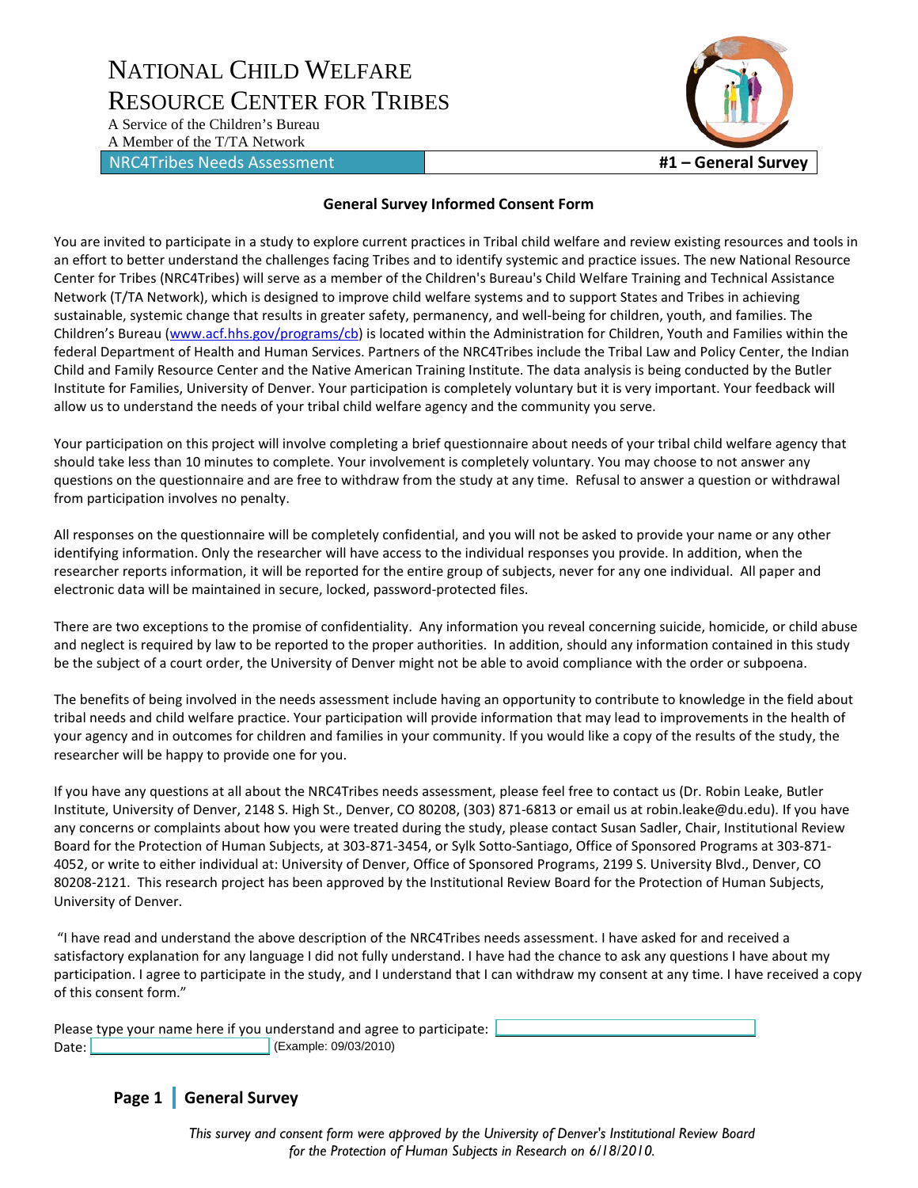# National Child Welfare Resource Center for Tribes

A Service of the Children's Bureau
A Member of the T/TA Network

NRC4Tribes Needs Assessment | **#1 – General Survey**

## General Survey Informed Consent Form

You are invited to participate in a study to explore current practices in Tribal child welfare and review existing resources and tools in an effort to better understand the challenges facing Tribes and to identify systemic and practice issues. The new National Resource Center for Tribes (NRC4Tribes) will serve as a member of the Children's Bureau's Child Welfare Training and Technical Assistance Network (T/TA Network), which is designed to improve child welfare systems and to support States and Tribes in achieving sustainable, systemic change that results in greater safety, permanency, and well-being for children, youth, and families. The Children's Bureau (www.acf.hhs.gov/programs/cb) is located within the Administration for Children, Youth and Families within the federal Department of Health and Human Services. Partners of the NRC4Tribes include the Tribal Law and Policy Center, the Indian Child and Family Resource Center and the Native American Training Institute. The data analysis is being conducted by the Butler Institute for Families, University of Denver. Your participation is completely voluntary but it is very important. Your feedback will allow us to understand the needs of your tribal child welfare agency and the community you serve.

Your participation on this project will involve completing a brief questionnaire about needs of your tribal child welfare agency that should take less than 10 minutes to complete. Your involvement is completely voluntary. You may choose to not answer any questions on the questionnaire and are free to withdraw from the study at any time. Refusal to answer a question or withdrawal from participation involves no penalty.

All responses on the questionnaire will be completely confidential, and you will not be asked to provide your name or any other identifying information. Only the researcher will have access to the individual responses you provide. In addition, when the researcher reports information, it will be reported for the entire group of subjects, never for any one individual. All paper and electronic data will be maintained in secure, locked, password-protected files.

There are two exceptions to the promise of confidentiality. Any information you reveal concerning suicide, homicide, or child abuse and neglect is required by law to be reported to the proper authorities. In addition, should any information contained in this study be the subject of a court order, the University of Denver might not be able to avoid compliance with the order or subpoena.

The benefits of being involved in the needs assessment include having an opportunity to contribute to knowledge in the field about tribal needs and child welfare practice. Your participation will provide information that may lead to improvements in the health of your agency and in outcomes for children and families in your community. If you would like a copy of the results of the study, the researcher will be happy to provide one for you.

If you have any questions at all about the NRC4Tribes needs assessment, please feel free to contact us (Dr. Robin Leake, Butler Institute, University of Denver, 2148 S. High St., Denver, CO 80208, (303) 871-6813 or email us at robin.leake@du.edu). If you have any concerns or complaints about how you were treated during the study, please contact Susan Sadler, Chair, Institutional Review Board for the Protection of Human Subjects, at 303-871-3454, or Sylk Sotto-Santiago, Office of Sponsored Programs at 303-871-4052, or write to either individual at: University of Denver, Office of Sponsored Programs, 2199 S. University Blvd., Denver, CO 80208-2121. This research project has been approved by the Institutional Review Board for the Protection of Human Subjects, University of Denver.

"I have read and understand the above description of the NRC4Tribes needs assessment. I have asked for and received a satisfactory explanation for any language I did not fully understand. I have had the chance to ask any questions I have about my participation. I agree to participate in the study, and I understand that I can withdraw my consent at any time. I have received a copy of this consent form."

Please type your name here if you understand and agree to participate: ____________________
Date: ______________ (Example: 09/03/2010)

**Page 1 | General Survey**

*This survey and consent form were approved by the University of Denver's Institutional Review Board for the Protection of Human Subjects in Research on 6/18/2010.*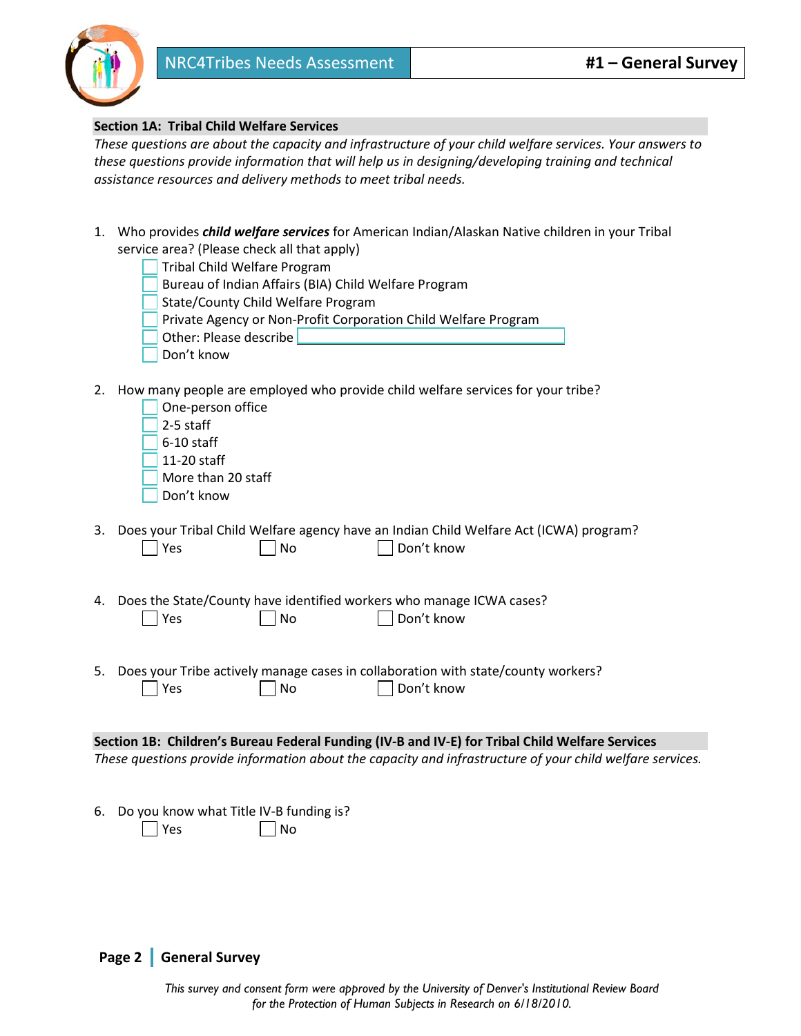## Section 1A: Tribal Child Welfare Services

*These questions are about the capacity and infrastructure of your child welfare services. Your answers to these questions provide information that will help us in designing/developing training and technical assistance resources and delivery methods to meet tribal needs.*

1. Who provides ***child welfare services*** for American Indian/Alaskan Native children in your Tribal service area? (Please check all that apply)
   - ☐ Tribal Child Welfare Program
   - ☐ Bureau of Indian Affairs (BIA) Child Welfare Program
   - ☐ State/County Child Welfare Program
   - ☐ Private Agency or Non-Profit Corporation Child Welfare Program
   - ☐ Other: Please describe ____________________
   - ☐ Don't know

2. How many people are employed who provide child welfare services for your tribe?
   - ☐ One-person office
   - ☐ 2-5 staff
   - ☐ 6-10 staff
   - ☐ 11-20 staff
   - ☐ More than 20 staff
   - ☐ Don't know

3. Does your Tribal Child Welfare agency have an Indian Child Welfare Act (ICWA) program?
   ☐ Yes ☐ No ☐ Don't know

4. Does the State/County have identified workers who manage ICWA cases?
   ☐ Yes ☐ No ☐ Don't know

5. Does your Tribe actively manage cases in collaboration with state/county workers?
   ☐ Yes ☐ No ☐ Don't know

## Section 1B: Children's Bureau Federal Funding (IV-B and IV-E) for Tribal Child Welfare Services

*These questions provide information about the capacity and infrastructure of your child welfare services.*

6. Do you know what Title IV-B funding is?
   ☐ Yes ☐ No

*This survey and consent form were approved by the University of Denver's Institutional Review Board for the Protection of Human Subjects in Research on 6/18/2010.*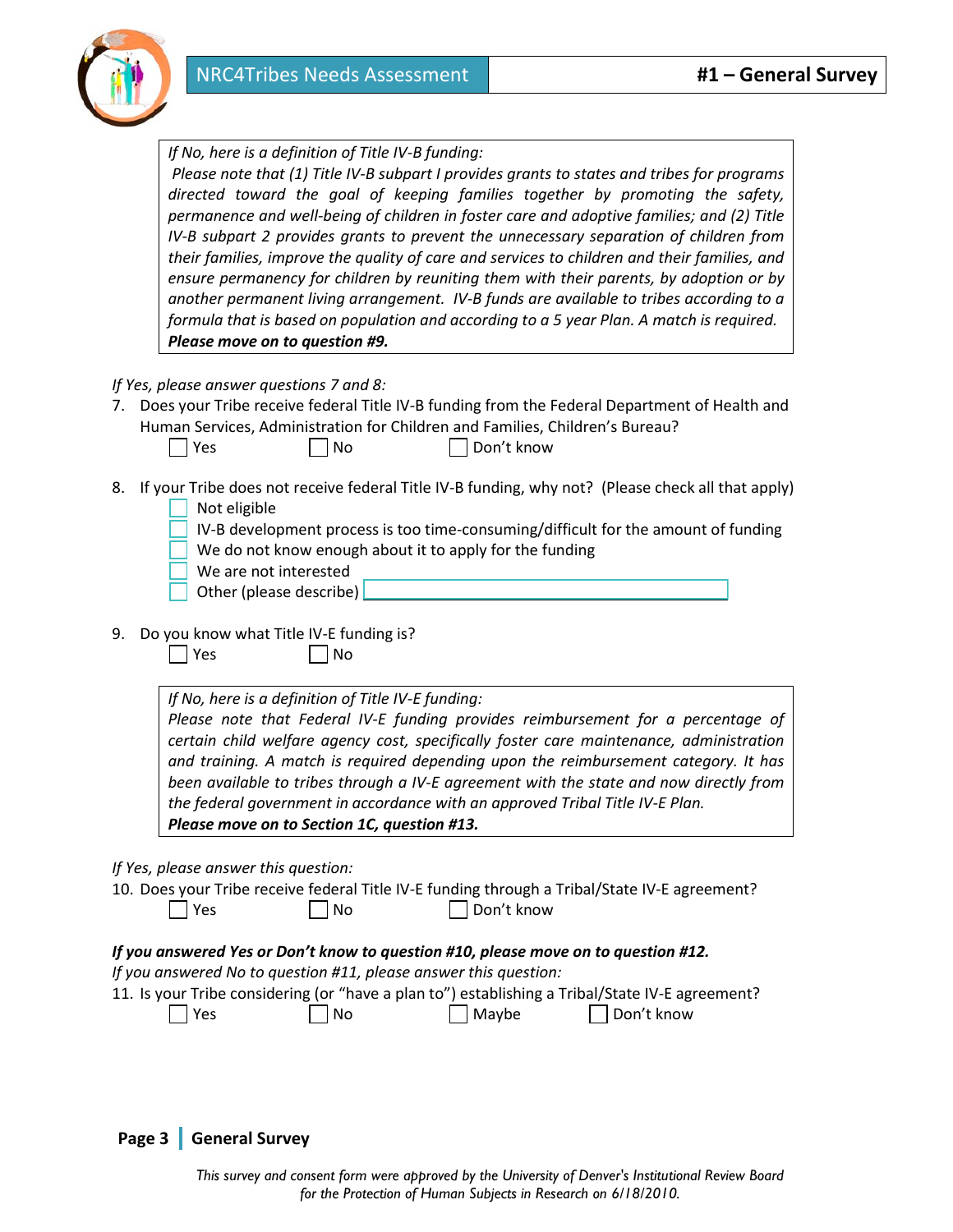*If No, here is a definition of Title IV-B funding:*
*Please note that (1) Title IV-B subpart I provides grants to states and tribes for programs directed toward the goal of keeping families together by promoting the safety, permanence and well-being of children in foster care and adoptive families; and (2) Title IV-B subpart 2 provides grants to prevent the unnecessary separation of children from their families, improve the quality of care and services to children and their families, and ensure permanency for children by reuniting them with their parents, by adoption or by another permanent living arrangement. IV-B funds are available to tribes according to a formula that is based on population and according to a 5 year Plan. A match is required.*
***Please move on to question #9.***

*If Yes, please answer questions 7 and 8:*

7. Does your Tribe receive federal Title IV-B funding from the Federal Department of Health and Human Services, Administration for Children and Families, Children's Bureau?
   - ☐ Yes ☐ No ☐ Don't know

8. If your Tribe does not receive federal Title IV-B funding, why not? (Please check all that apply)
   - ☐ Not eligible
   - ☐ IV-B development process is too time-consuming/difficult for the amount of funding
   - ☐ We do not know enough about it to apply for the funding
   - ☐ We are not interested
   - ☐ Other (please describe) ______________________

9. Do you know what Title IV-E funding is?
   - ☐ Yes ☐ No

*If No, here is a definition of Title IV-E funding:*
*Please note that Federal IV-E funding provides reimbursement for a percentage of certain child welfare agency cost, specifically foster care maintenance, administration and training. A match is required depending upon the reimbursement category. It has been available to tribes through a IV-E agreement with the state and now directly from the federal government in accordance with an approved Tribal Title IV-E Plan.*
***Please move on to Section 1C, question #13.***

*If Yes, please answer this question:*

10. Does your Tribe receive federal Title IV-E funding through a Tribal/State IV-E agreement?
    - ☐ Yes ☐ No ☐ Don't know

***If you answered Yes or Don't know to question #10, please move on to question #12.***
*If you answered No to question #11, please answer this question:*

11. Is your Tribe considering (or "have a plan to") establishing a Tribal/State IV-E agreement?
    - ☐ Yes ☐ No ☐ Maybe ☐ Don't know

*This survey and consent form were approved by the University of Denver's Institutional Review Board for the Protection of Human Subjects in Research on 6/18/2010.*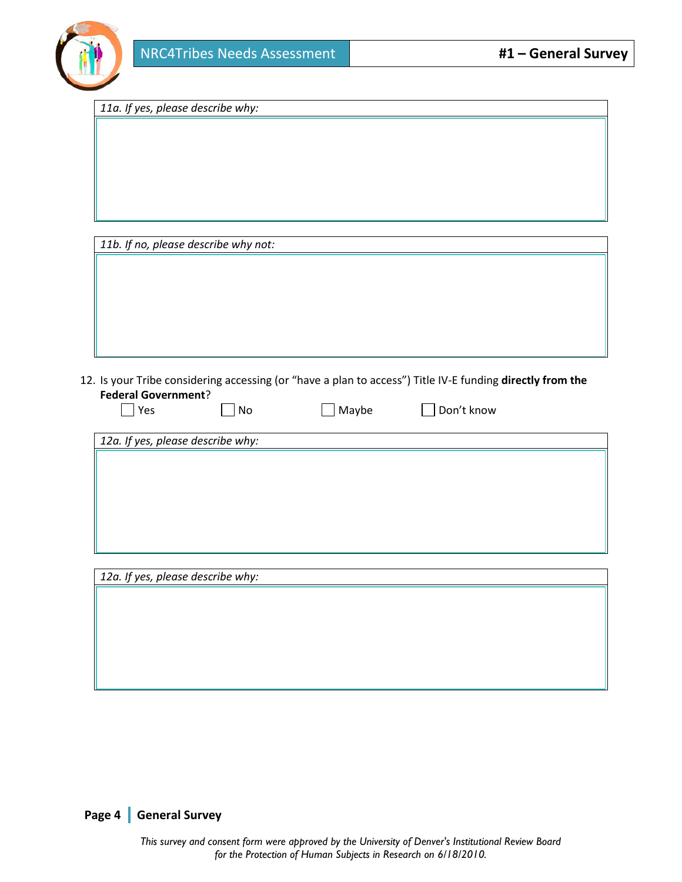*11a. If yes, please describe why:*

*11b. If no, please describe why not:*

12. Is your Tribe considering accessing (or "have a plan to access") Title IV-E funding **directly from the Federal Government**?

☐ Yes ☐ No ☐ Maybe ☐ Don't know

*12a. If yes, please describe why:*

*12a. If yes, please describe why:*

*This survey and consent form were approved by the University of Denver's Institutional Review Board for the Protection of Human Subjects in Research on 6/18/2010.*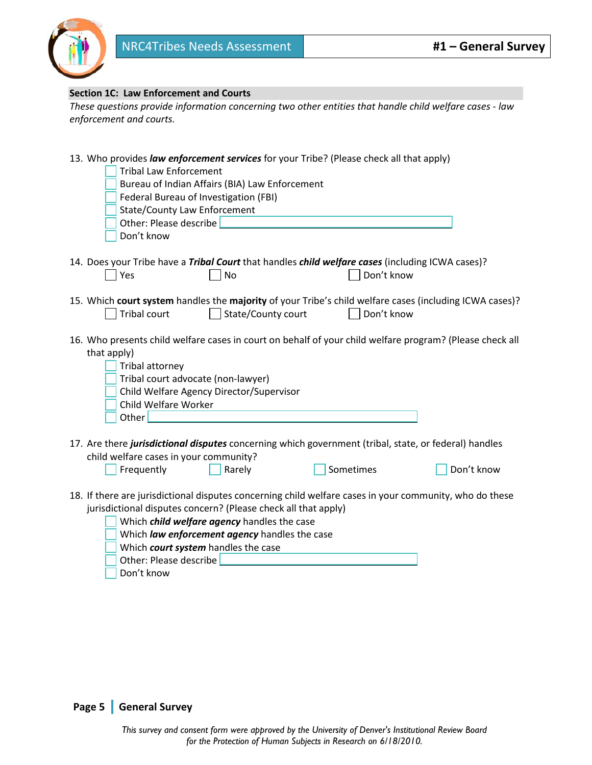## Section 1C: Law Enforcement and Courts

*These questions provide information concerning two other entities that handle child welfare cases - law enforcement and courts.*

13. Who provides ***law enforcement services*** for your Tribe? (Please check all that apply)
    - ☐ Tribal Law Enforcement
    - ☐ Bureau of Indian Affairs (BIA) Law Enforcement
    - ☐ Federal Bureau of Investigation (FBI)
    - ☐ State/County Law Enforcement
    - ☐ Other: Please describe ____________________
    - ☐ Don't know

14. Does your Tribe have a ***Tribal Court*** that handles ***child welfare cases*** (including ICWA cases)?
    - ☐ Yes ☐ No ☐ Don't know

15. Which **court system** handles the **majority** of your Tribe's child welfare cases (including ICWA cases)?
    - ☐ Tribal court ☐ State/County court ☐ Don't know

16. Who presents child welfare cases in court on behalf of your child welfare program? (Please check all that apply)
    - ☐ Tribal attorney
    - ☐ Tribal court advocate (non-lawyer)
    - ☐ Child Welfare Agency Director/Supervisor
    - ☐ Child Welfare Worker
    - ☐ Other ____________________

17. Are there ***jurisdictional disputes*** concerning which government (tribal, state, or federal) handles child welfare cases in your community?
    - ☐ Frequently ☐ Rarely ☐ Sometimes ☐ Don't know

18. If there are jurisdictional disputes concerning child welfare cases in your community, who do these jurisdictional disputes concern? (Please check all that apply)
    - ☐ Which ***child welfare agency*** handles the case
    - ☐ Which ***law enforcement agency*** handles the case
    - ☐ Which ***court system*** handles the case
    - ☐ Other: Please describe ____________________
    - ☐ Don't know

*This survey and consent form were approved by the University of Denver's Institutional Review Board for the Protection of Human Subjects in Research on 6/18/2010.*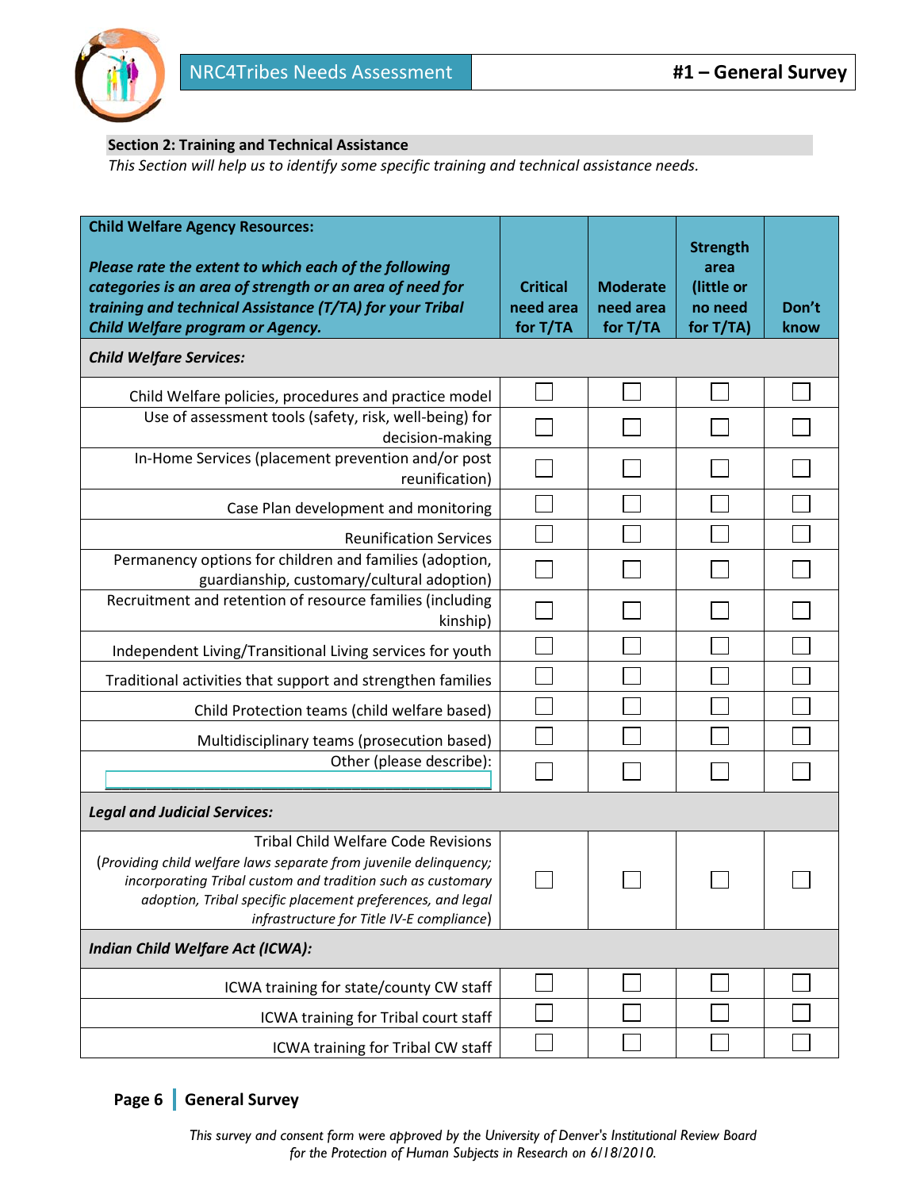## Section 2: Training and Technical Assistance

*This Section will help us to identify some specific training and technical assistance needs.*

| **Child Welfare Agency Resources:** ***Please rate the extent to which each of the following categories is an area of strength or an area of need for training and technical Assistance (T/TA) for your Tribal Child Welfare program or Agency.*** | **Critical need area for T/TA** | **Moderate need area for T/TA** | **Strength area (little or no need for T/TA)** | **Don't know** |
|---|---|---|---|---|
| ***Child Welfare Services:*** | | | | |
| Child Welfare policies, procedures and practice model | ☐ | ☐ | ☐ | ☐ |
| Use of assessment tools (safety, risk, well-being) for decision-making | ☐ | ☐ | ☐ | ☐ |
| In-Home Services (placement prevention and/or post reunification) | ☐ | ☐ | ☐ | ☐ |
| Case Plan development and monitoring | ☐ | ☐ | ☐ | ☐ |
| Reunification Services | ☐ | ☐ | ☐ | ☐ |
| Permanency options for children and families (adoption, guardianship, customary/cultural adoption) | ☐ | ☐ | ☐ | ☐ |
| Recruitment and retention of resource families (including kinship) | ☐ | ☐ | ☐ | ☐ |
| Independent Living/Transitional Living services for youth | ☐ | ☐ | ☐ | ☐ |
| Traditional activities that support and strengthen families | ☐ | ☐ | ☐ | ☐ |
| Child Protection teams (child welfare based) | ☐ | ☐ | ☐ | ☐ |
| Multidisciplinary teams (prosecution based) | ☐ | ☐ | ☐ | ☐ |
| Other (please describe): ______________________ | ☐ | ☐ | ☐ | ☐ |
| ***Legal and Judicial Services:*** | | | | |
| Tribal Child Welfare Code Revisions (*Providing child welfare laws separate from juvenile delinquency; incorporating Tribal custom and tradition such as customary adoption, Tribal specific placement preferences, and legal infrastructure for Title IV-E compliance*) | ☐ | ☐ | ☐ | ☐ |
| ***Indian Child Welfare Act (ICWA):*** | | | | |
| ICWA training for state/county CW staff | ☐ | ☐ | ☐ | ☐ |
| ICWA training for Tribal court staff | ☐ | ☐ | ☐ | ☐ |
| ICWA training for Tribal CW staff | ☐ | ☐ | ☐ | ☐ |

*This survey and consent form were approved by the University of Denver's Institutional Review Board for the Protection of Human Subjects in Research on 6/18/2010.*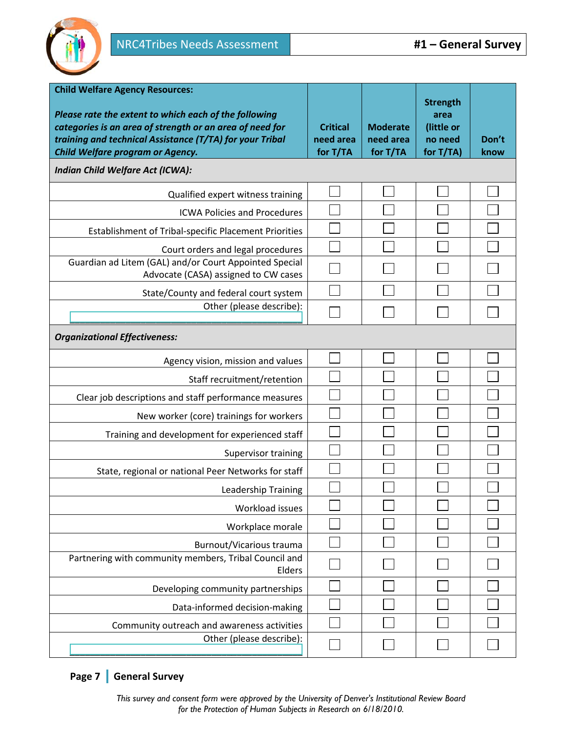| **Child Welfare Agency Resources:** *Please rate the extent to which each of the following categories is an area of strength or an area of need for training and technical Assistance (T/TA) for your Tribal Child Welfare program or Agency.* | **Critical need area for T/TA** | **Moderate need area for T/TA** | **Strength area (little or no need for T/TA)** | **Don't know** |
|---|---|---|---|---|
| ***Indian Child Welfare Act (ICWA):*** | | | | |
| Qualified expert witness training | ☐ | ☐ | ☐ | ☐ |
| ICWA Policies and Procedures | ☐ | ☐ | ☐ | ☐ |
| Establishment of Tribal-specific Placement Priorities | ☐ | ☐ | ☐ | ☐ |
| Court orders and legal procedures | ☐ | ☐ | ☐ | ☐ |
| Guardian ad Litem (GAL) and/or Court Appointed Special Advocate (CASA) assigned to CW cases | ☐ | ☐ | ☐ | ☐ |
| State/County and federal court system | ☐ | ☐ | ☐ | ☐ |
| Other (please describe): ______________________________ | ☐ | ☐ | ☐ | ☐ |
| ***Organizational Effectiveness:*** | | | | |
| Agency vision, mission and values | ☐ | ☐ | ☐ | ☐ |
| Staff recruitment/retention | ☐ | ☐ | ☐ | ☐ |
| Clear job descriptions and staff performance measures | ☐ | ☐ | ☐ | ☐ |
| New worker (core) trainings for workers | ☐ | ☐ | ☐ | ☐ |
| Training and development for experienced staff | ☐ | ☐ | ☐ | ☐ |
| Supervisor training | ☐ | ☐ | ☐ | ☐ |
| State, regional or national Peer Networks for staff | ☐ | ☐ | ☐ | ☐ |
| Leadership Training | ☐ | ☐ | ☐ | ☐ |
| Workload issues | ☐ | ☐ | ☐ | ☐ |
| Workplace morale | ☐ | ☐ | ☐ | ☐ |
| Burnout/Vicarious trauma | ☐ | ☐ | ☐ | ☐ |
| Partnering with community members, Tribal Council and Elders | ☐ | ☐ | ☐ | ☐ |
| Developing community partnerships | ☐ | ☐ | ☐ | ☐ |
| Data-informed decision-making | ☐ | ☐ | ☐ | ☐ |
| Community outreach and awareness activities | ☐ | ☐ | ☐ | ☐ |
| Other (please describe): ______________________________ | ☐ | ☐ | ☐ | ☐ |

*This survey and consent form were approved by the University of Denver's Institutional Review Board for the Protection of Human Subjects in Research on 6/18/2010.*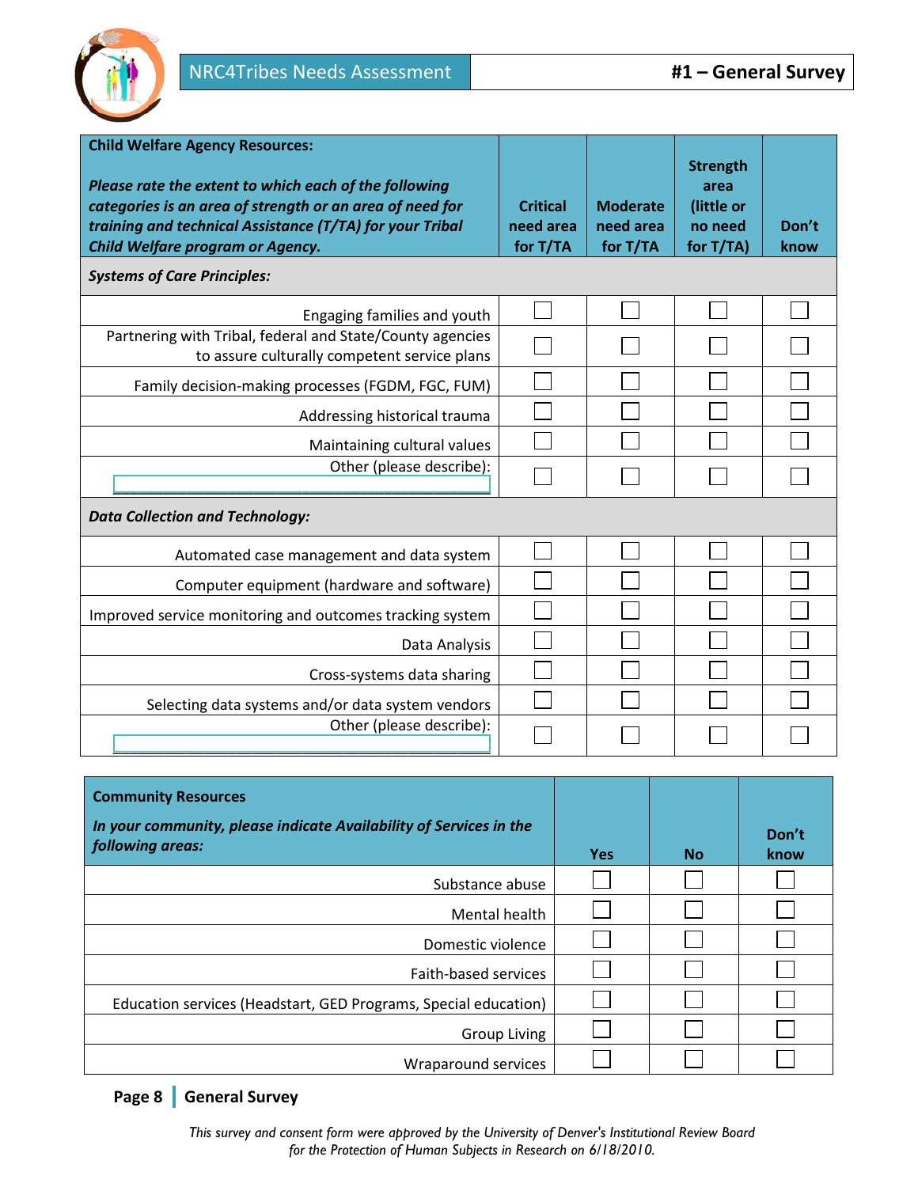| **Child Welfare Agency Resources:**<br><br>***Please rate the extent to which each of the following categories is an area of strength or an area of need for training and technical Assistance (T/TA) for your Tribal Child Welfare program or Agency.*** | **Critical need area for T/TA** | **Moderate need area for T/TA** | **Strength area (little or no need for T/TA)** | **Don't know** |
|---|---|---|---|---|
| ***Systems of Care Principles:*** | | | | |
| Engaging families and youth | ☐ | ☐ | ☐ | ☐ |
| Partnering with Tribal, federal and State/County agencies to assure culturally competent service plans | ☐ | ☐ | ☐ | ☐ |
| Family decision-making processes (FGDM, FGC, FUM) | ☐ | ☐ | ☐ | ☐ |
| Addressing historical trauma | ☐ | ☐ | ☐ | ☐ |
| Maintaining cultural values | ☐ | ☐ | ☐ | ☐ |
| Other (please describe): ______________________ | ☐ | ☐ | ☐ | ☐ |
| ***Data Collection and Technology:*** | | | | |
| Automated case management and data system | ☐ | ☐ | ☐ | ☐ |
| Computer equipment (hardware and software) | ☐ | ☐ | ☐ | ☐ |
| Improved service monitoring and outcomes tracking system | ☐ | ☐ | ☐ | ☐ |
| Data Analysis | ☐ | ☐ | ☐ | ☐ |
| Cross-systems data sharing | ☐ | ☐ | ☐ | ☐ |
| Selecting data systems and/or data system vendors | ☐ | ☐ | ☐ | ☐ |
| Other (please describe): ______________________ | ☐ | ☐ | ☐ | ☐ |

| **Community Resources**<br><br>***In your community, please indicate Availability of Services in the following areas:*** | **Yes** | **No** | **Don't know** |
|---|---|---|---|
| Substance abuse | ☐ | ☐ | ☐ |
| Mental health | ☐ | ☐ | ☐ |
| Domestic violence | ☐ | ☐ | ☐ |
| Faith-based services | ☐ | ☐ | ☐ |
| Education services (Headstart, GED Programs, Special education) | ☐ | ☐ | ☐ |
| Group Living | ☐ | ☐ | ☐ |
| Wraparound services | ☐ | ☐ | ☐ |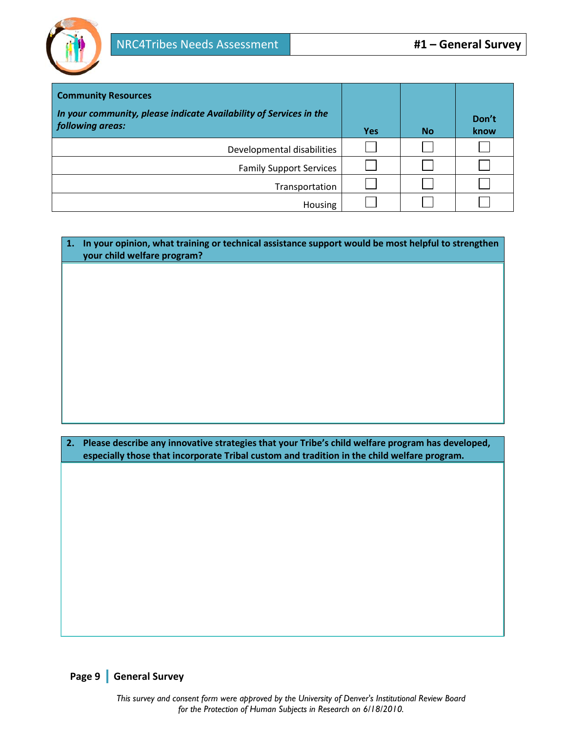| **Community Resources** *In your community, please indicate Availability of Services in the following areas:* | Yes | No | Don't know |
|---|---|---|---|
| Developmental disabilities | ☐ | ☐ | ☐ |
| Family Support Services | ☐ | ☐ | ☐ |
| Transportation | ☐ | ☐ | ☐ |
| Housing | ☐ | ☐ | ☐ |

**1. In your opinion, what training or technical assistance support would be most helpful to strengthen your child welfare program?**

**2. Please describe any innovative strategies that your Tribe's child welfare program has developed, especially those that incorporate Tribal custom and tradition in the child welfare program.**

*This survey and consent form were approved by the University of Denver's Institutional Review Board for the Protection of Human Subjects in Research on 6/18/2010.*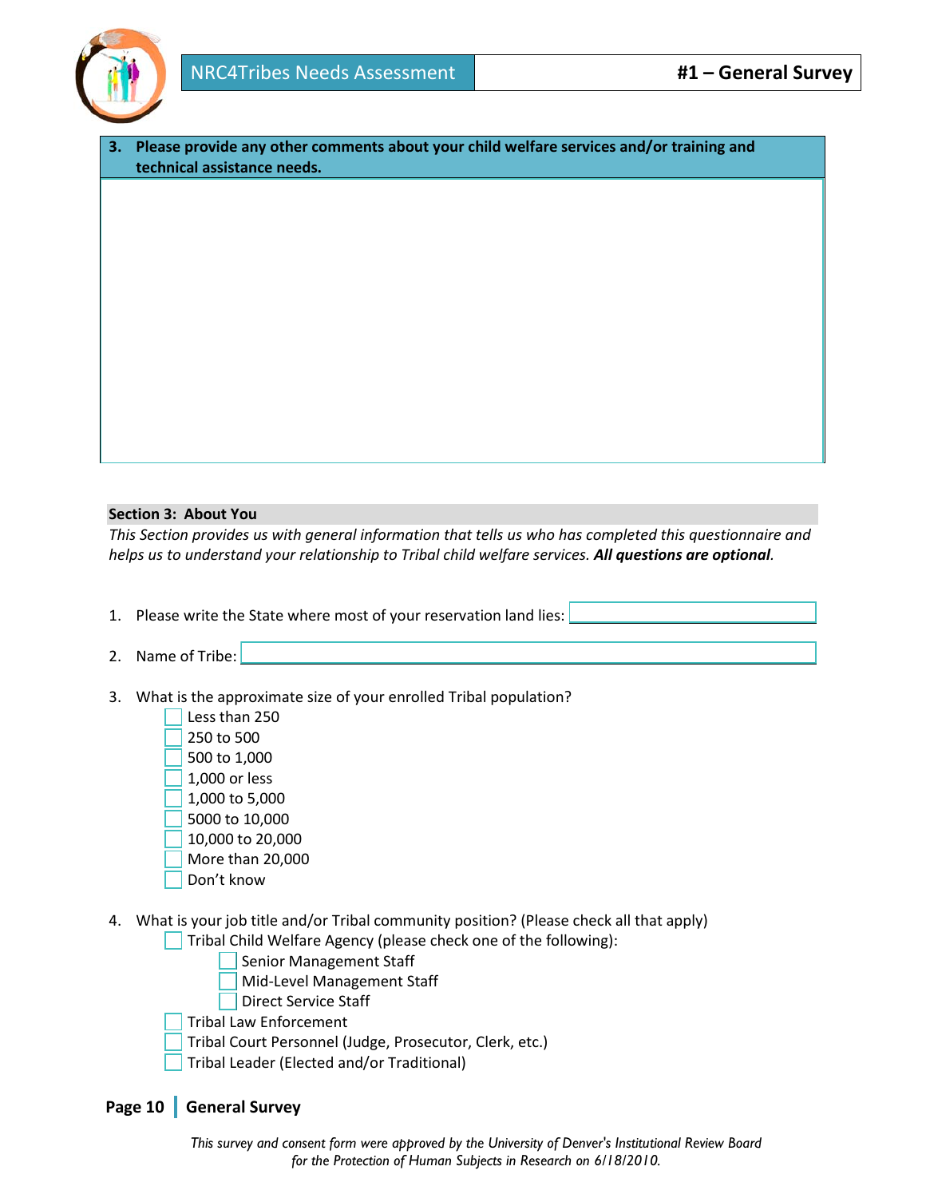**3. Please provide any other comments about your child welfare services and/or training and technical assistance needs.**

## Section 3: About You

*This Section provides us with general information that tells us who has completed this questionnaire and helps us to understand your relationship to Tribal child welfare services.* ***All questions are optional****.*

1. Please write the State where most of your reservation land lies: ____________________

2. Name of Tribe: ____________________

3. What is the approximate size of your enrolled Tribal population?
   - ☐ Less than 250
   - ☐ 250 to 500
   - ☐ 500 to 1,000
   - ☐ 1,000 or less
   - ☐ 1,000 to 5,000
   - ☐ 5000 to 10,000
   - ☐ 10,000 to 20,000
   - ☐ More than 20,000
   - ☐ Don't know

4. What is your job title and/or Tribal community position? (Please check all that apply)
   - ☐ Tribal Child Welfare Agency (please check one of the following):
     - ☐ Senior Management Staff
     - ☐ Mid-Level Management Staff
     - ☐ Direct Service Staff
   - ☐ Tribal Law Enforcement
   - ☐ Tribal Court Personnel (Judge, Prosecutor, Clerk, etc.)
   - ☐ Tribal Leader (Elected and/or Traditional)

*This survey and consent form were approved by the University of Denver's Institutional Review Board for the Protection of Human Subjects in Research on 6/18/2010.*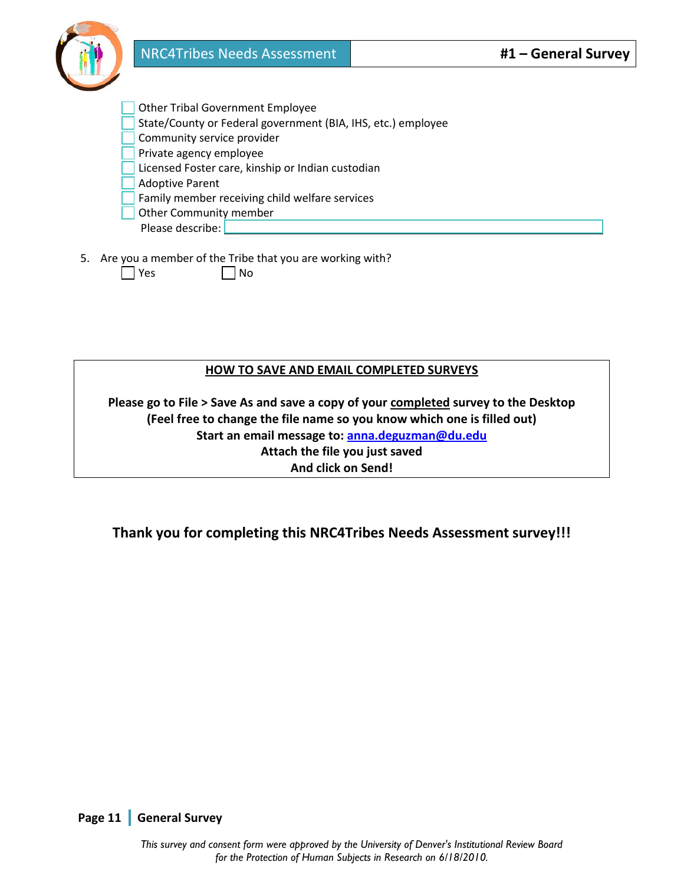- [ ] Other Tribal Government Employee
- [ ] State/County or Federal government (BIA, IHS, etc.) employee
- [ ] Community service provider
- [ ] Private agency employee
- [ ] Licensed Foster care, kinship or Indian custodian
- [ ] Adoptive Parent
- [ ] Family member receiving child welfare services
- [ ] Other Community member

Please describe: ____________________

5. Are you a member of the Tribe that you are working with?

- [ ] Yes
- [ ] No

**<u>HOW TO SAVE AND EMAIL COMPLETED SURVEYS</u>**

**Please go to File > Save As and save a copy of your <u>completed</u> survey to the Desktop**
**(Feel free to change the file name so you know which one is filled out)**
**Start an email message to: [anna.deguzman@du.edu](mailto:anna.deguzman@du.edu)**
**Attach the file you just saved**
**And click on Send!**

**Thank you for completing this NRC4Tribes Needs Assessment survey!!!**

*This survey and consent form were approved by the University of Denver's Institutional Review Board for the Protection of Human Subjects in Research on 6/18/2010.*